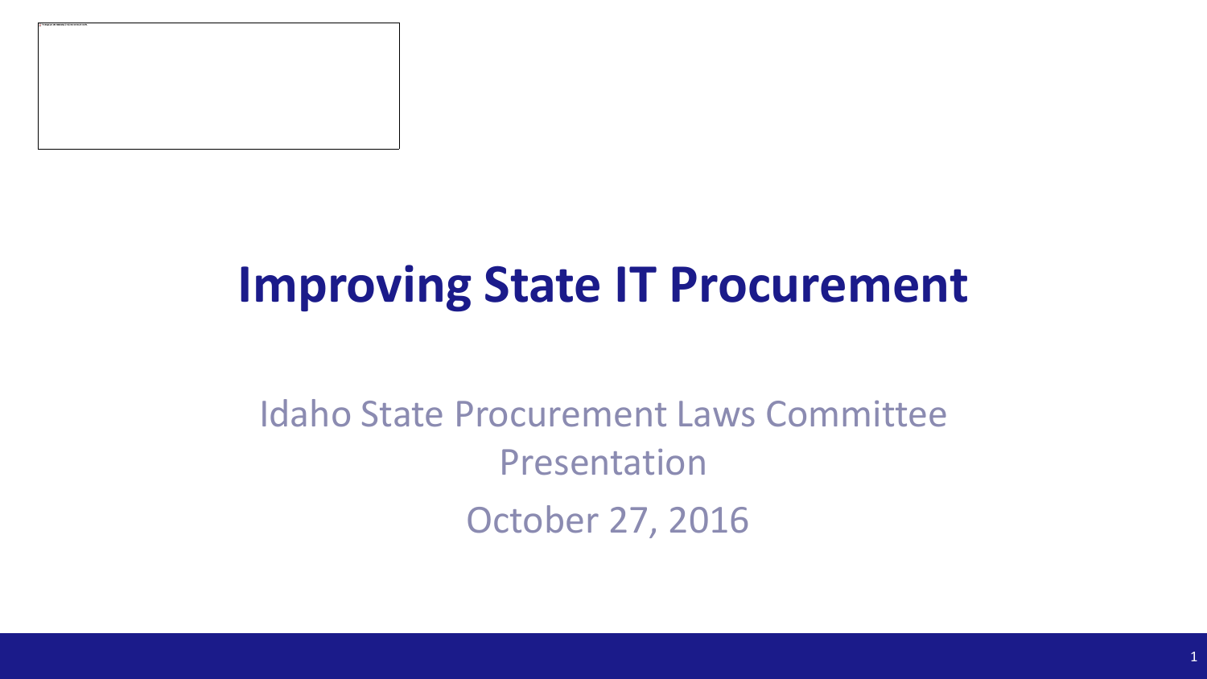# Improving State IT Procurement

Idaho State Procurement Laws Committee Presentation

October 27, 2016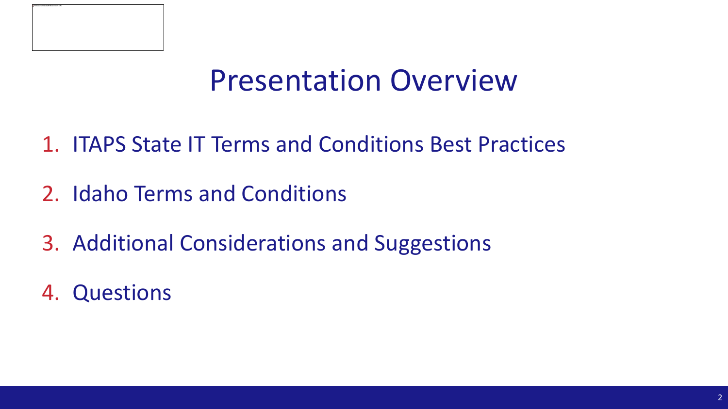# Presentation Overview

1. ITAPS State IT Terms and Conditions Best Practices
2. Idaho Terms and Conditions
3. Additional Considerations and Suggestions
4. Questions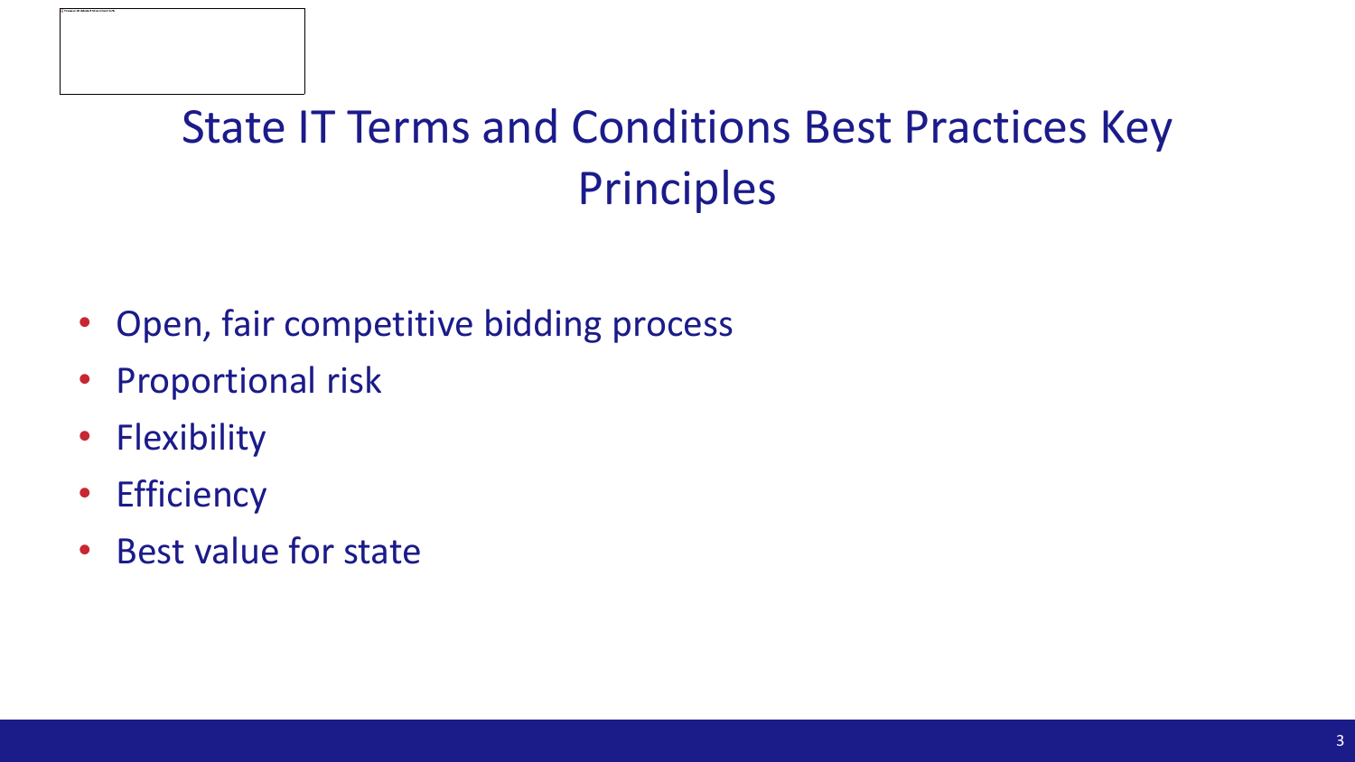# State IT Terms and Conditions Best Practices Key Principles

- Open, fair competitive bidding process
- Proportional risk
- Flexibility
- Efficiency
- Best value for state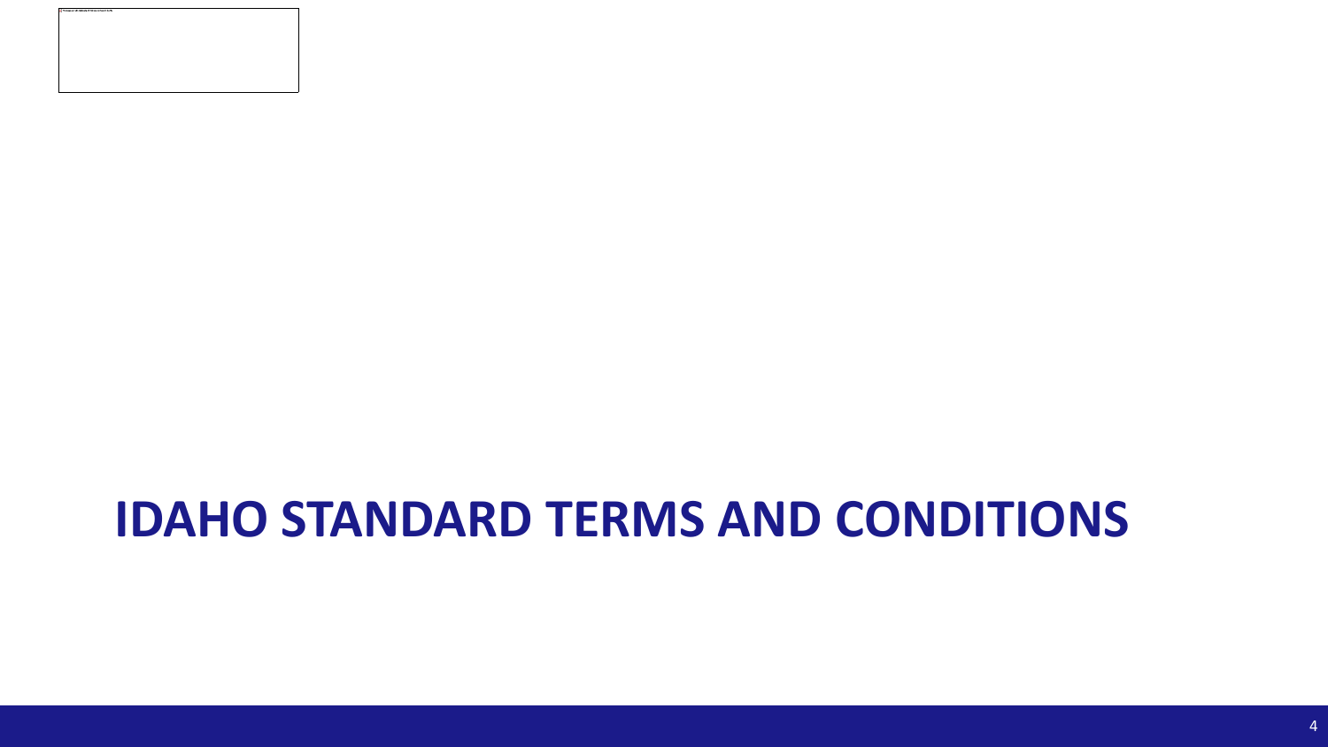# IDAHO STANDARD TERMS AND CONDITIONS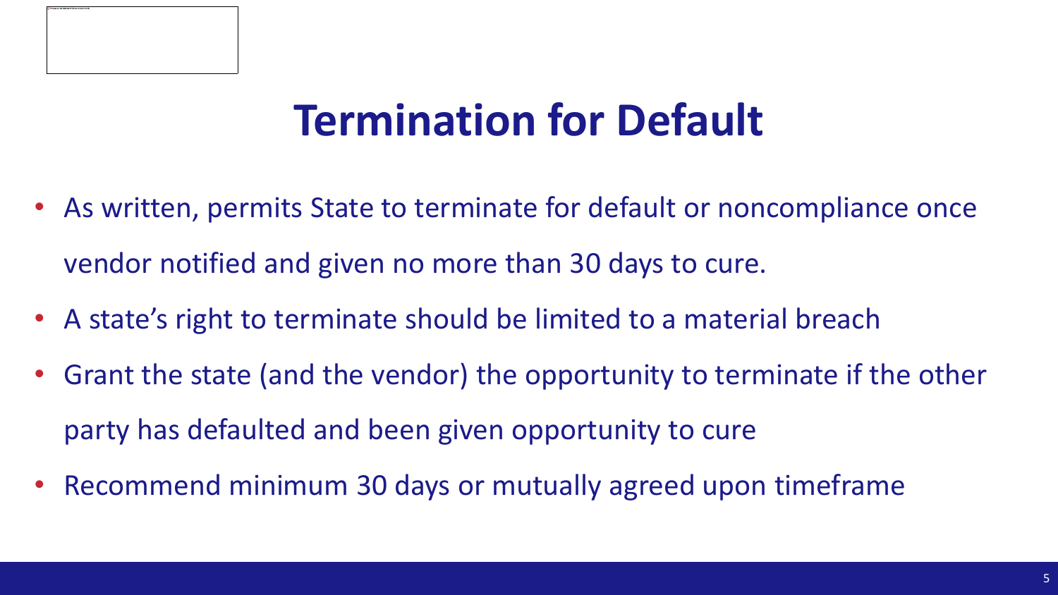# Termination for Default

- As written, permits State to terminate for default or noncompliance once vendor notified and given no more than 30 days to cure.
- A state's right to terminate should be limited to a material breach
- Grant the state (and the vendor) the opportunity to terminate if the other party has defaulted and been given opportunity to cure
- Recommend minimum 30 days or mutually agreed upon timeframe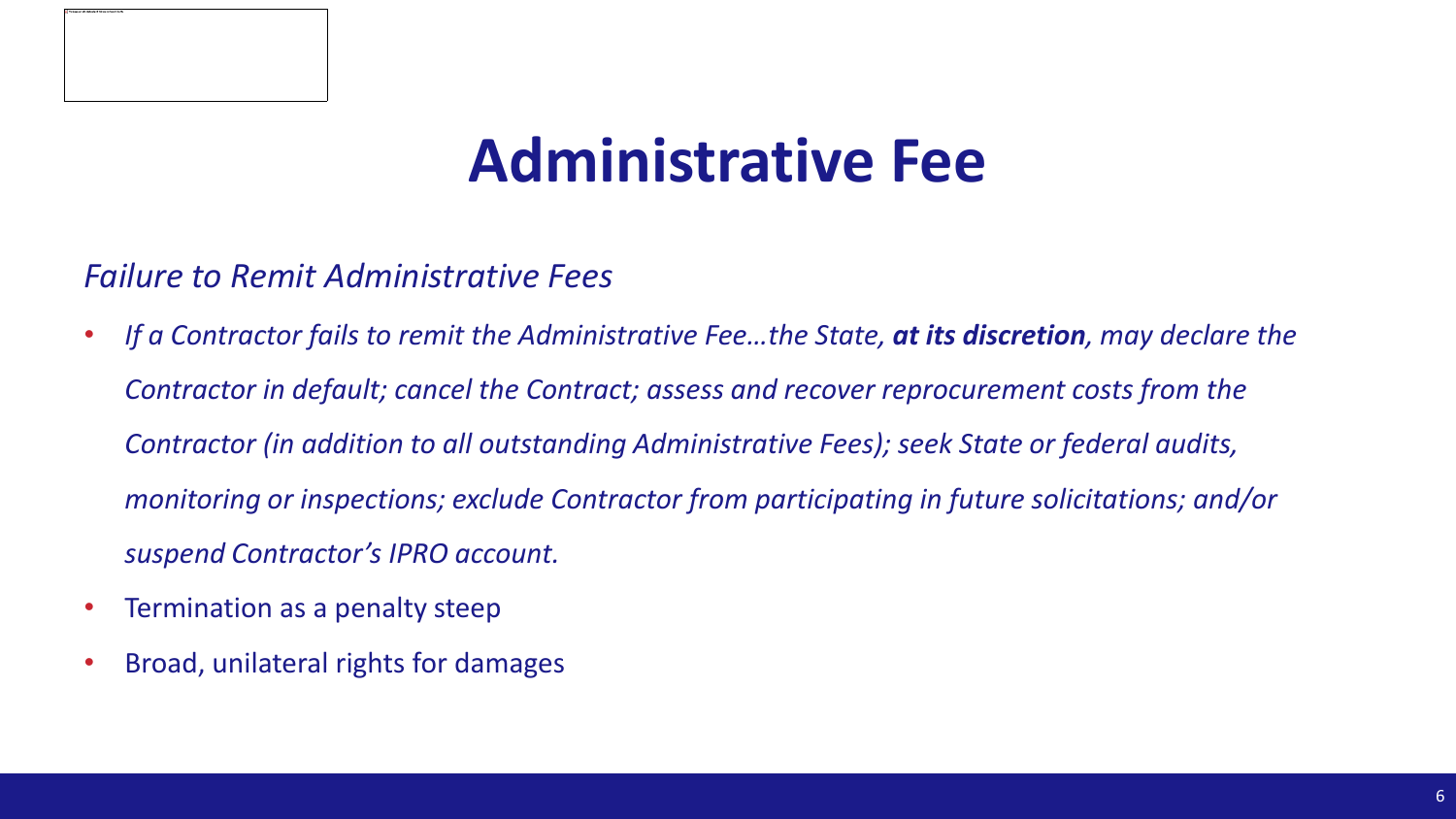# Administrative Fee

*Failure to Remit Administrative Fees*

- *If a Contractor fails to remit the Administrative Fee…the State, **at its discretion**, may declare the Contractor in default; cancel the Contract; assess and recover reprocurement costs from the Contractor (in addition to all outstanding Administrative Fees); seek State or federal audits, monitoring or inspections; exclude Contractor from participating in future solicitations; and/or suspend Contractor's IPRO account.*
- Termination as a penalty steep
- Broad, unilateral rights for damages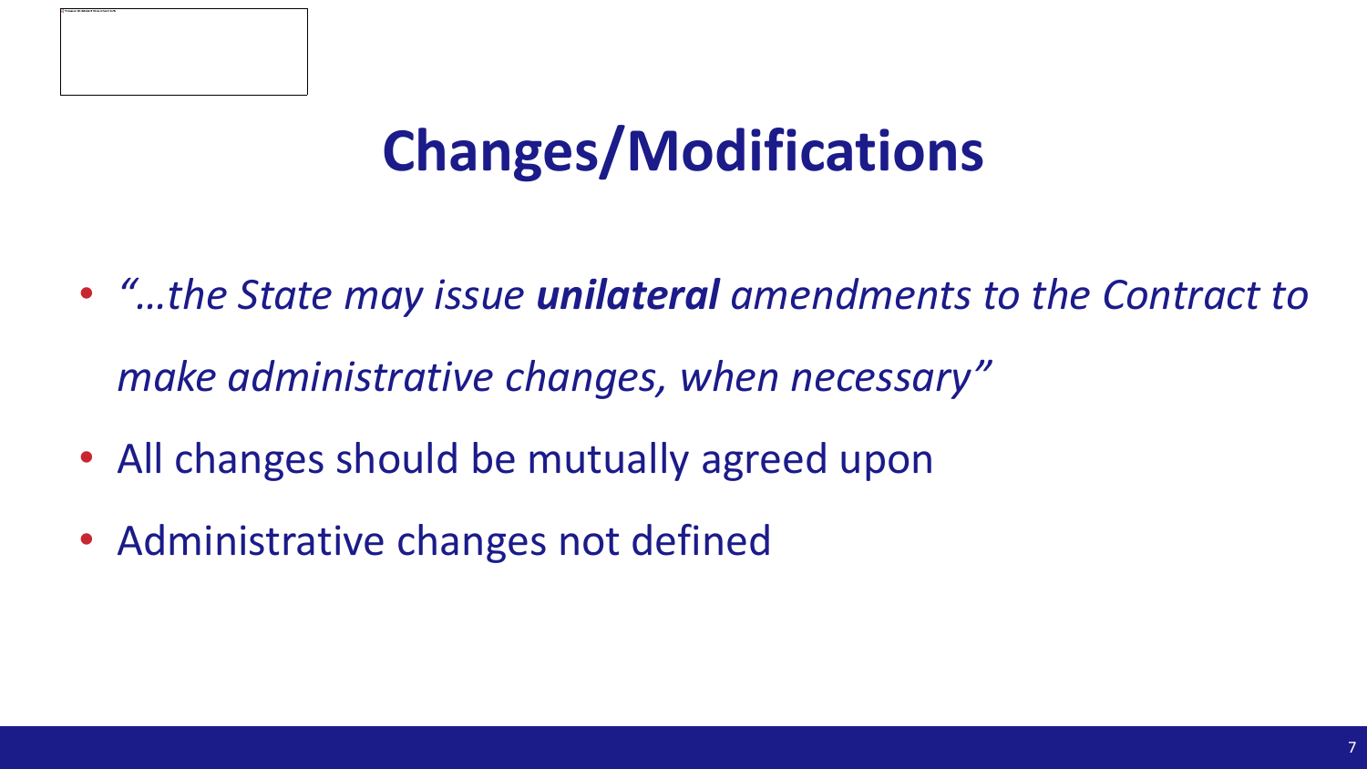# Changes/Modifications

- *"…the State may issue **unilateral** amendments to the Contract to make administrative changes, when necessary"*
- All changes should be mutually agreed upon
- Administrative changes not defined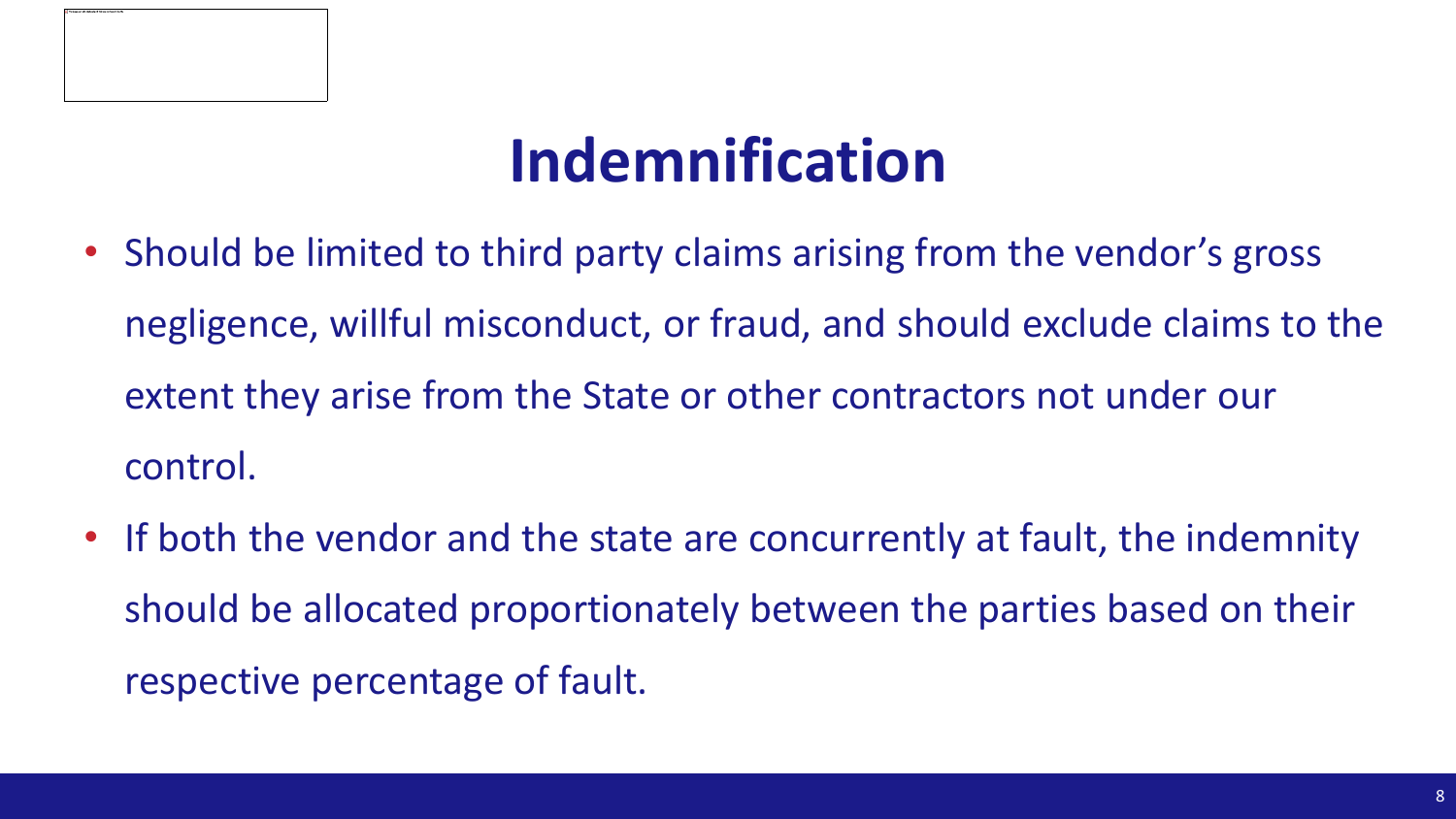# Indemnification

- Should be limited to third party claims arising from the vendor's gross negligence, willful misconduct, or fraud, and should exclude claims to the extent they arise from the State or other contractors not under our control.
- If both the vendor and the state are concurrently at fault, the indemnity should be allocated proportionately between the parties based on their respective percentage of fault.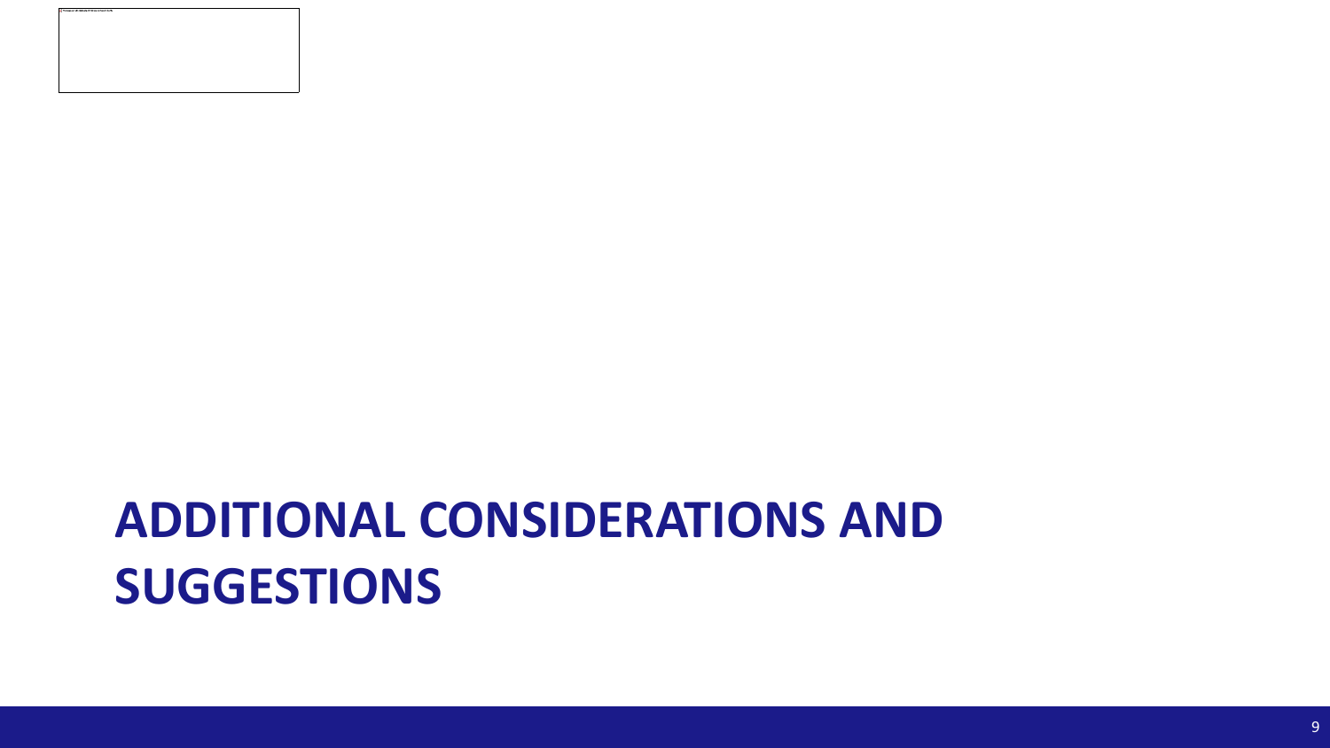# ADDITIONAL CONSIDERATIONS AND SUGGESTIONS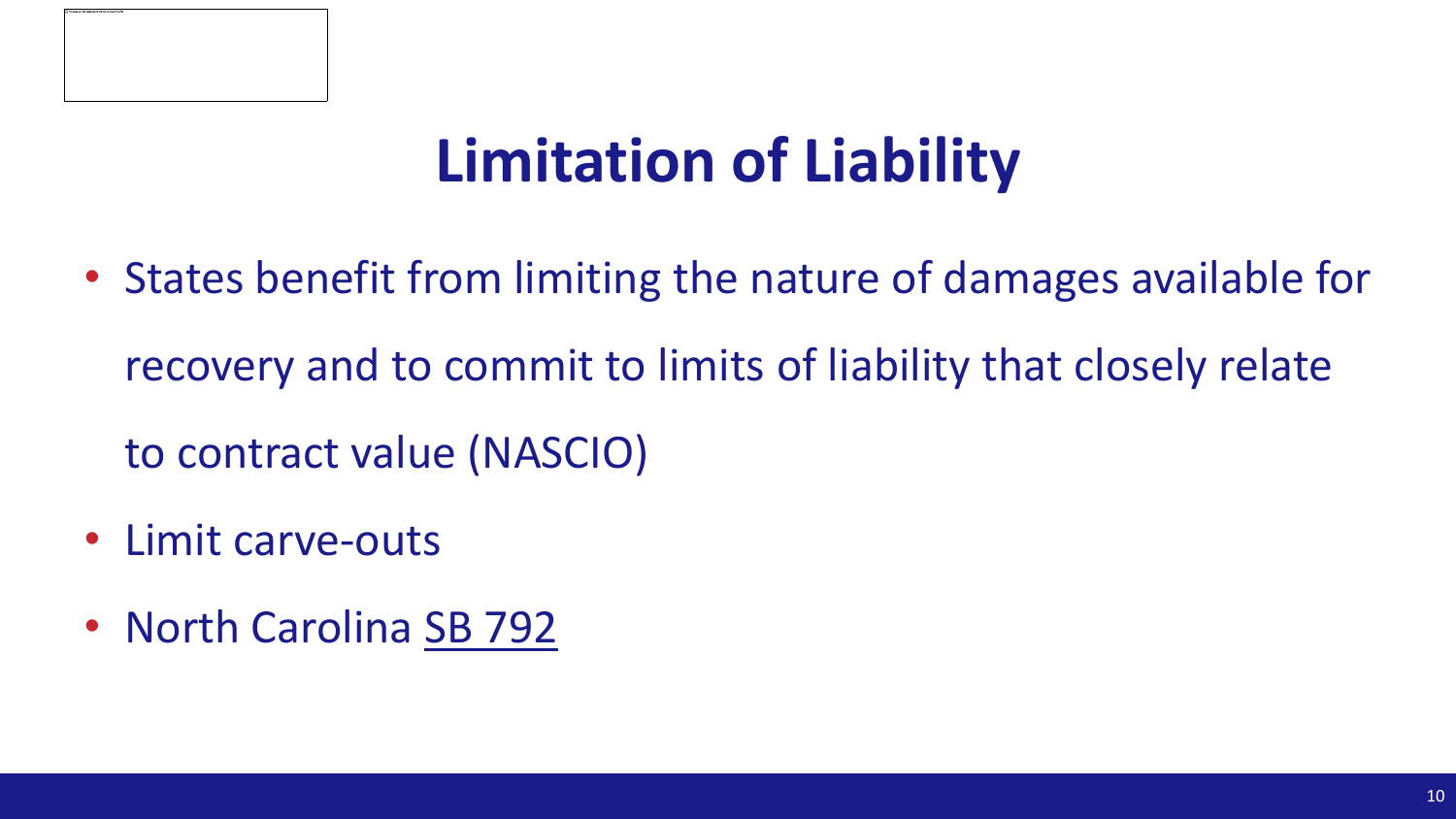# Limitation of Liability

- States benefit from limiting the nature of damages available for recovery and to commit to limits of liability that closely relate to contract value (NASCIO)
- Limit carve-outs
- North Carolina SB 792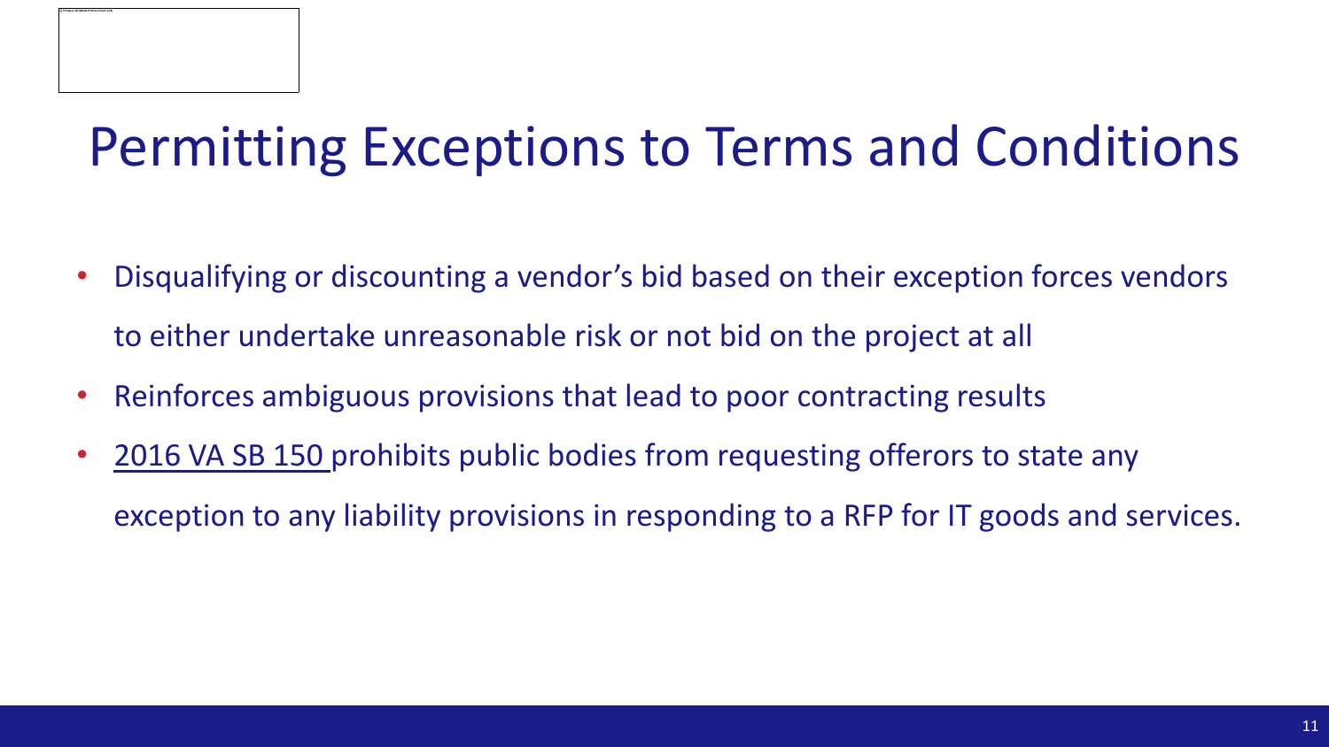# Permitting Exceptions to Terms and Conditions

- Disqualifying or discounting a vendor's bid based on their exception forces vendors to either undertake unreasonable risk or not bid on the project at all
- Reinforces ambiguous provisions that lead to poor contracting results
- 2016 VA SB 150 prohibits public bodies from requesting offerors to state any exception to any liability provisions in responding to a RFP for IT goods and services.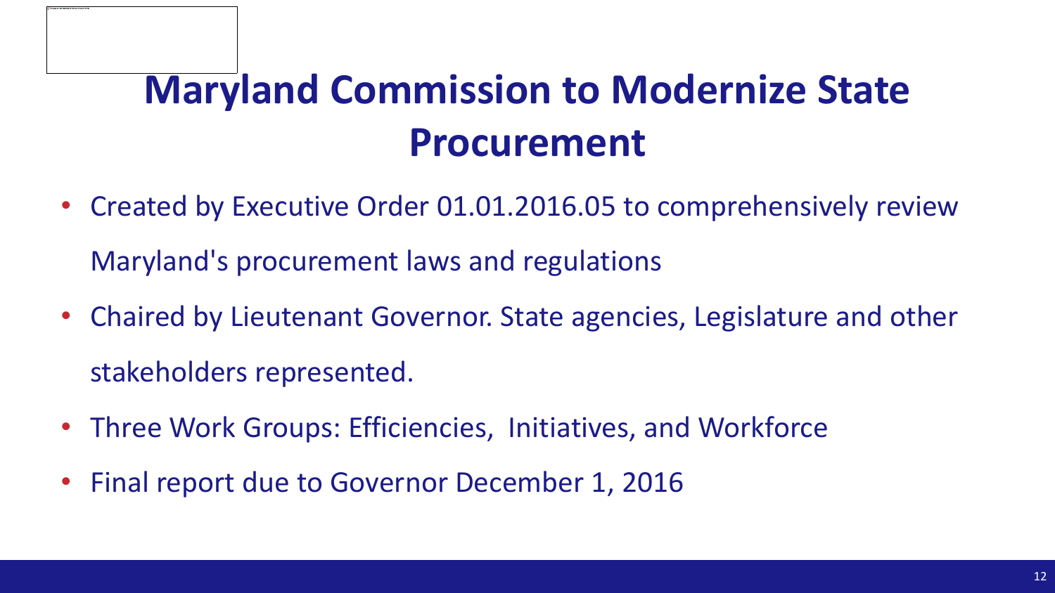# Maryland Commission to Modernize State Procurement

- Created by Executive Order 01.01.2016.05 to comprehensively review Maryland's procurement laws and regulations
- Chaired by Lieutenant Governor. State agencies, Legislature and other stakeholders represented.
- Three Work Groups: Efficiencies, Initiatives, and Workforce
- Final report due to Governor December 1, 2016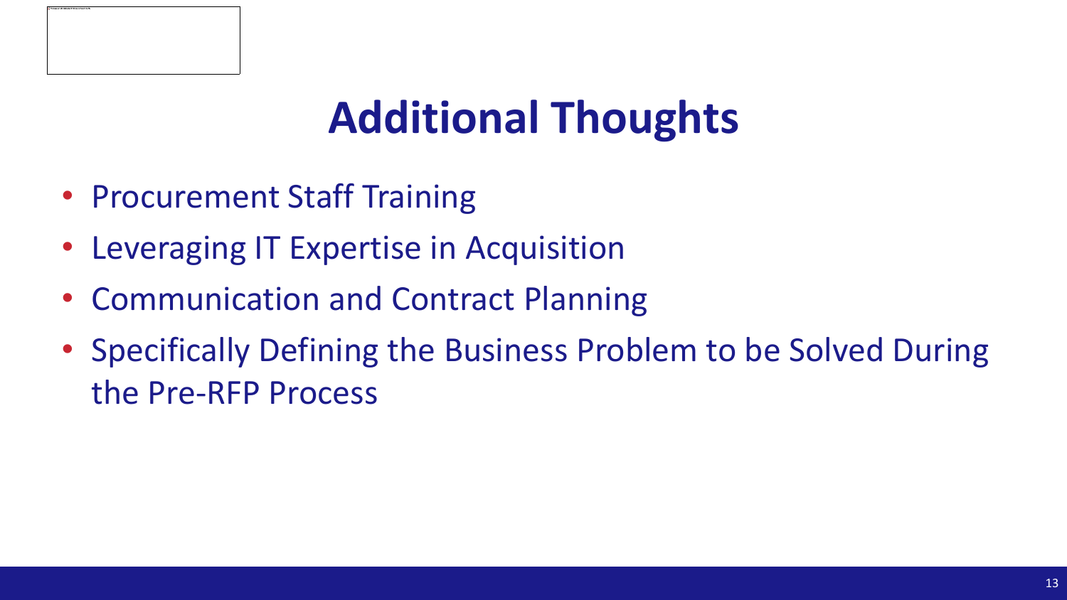# Additional Thoughts

- Procurement Staff Training
- Leveraging IT Expertise in Acquisition
- Communication and Contract Planning
- Specifically Defining the Business Problem to be Solved During the Pre-RFP Process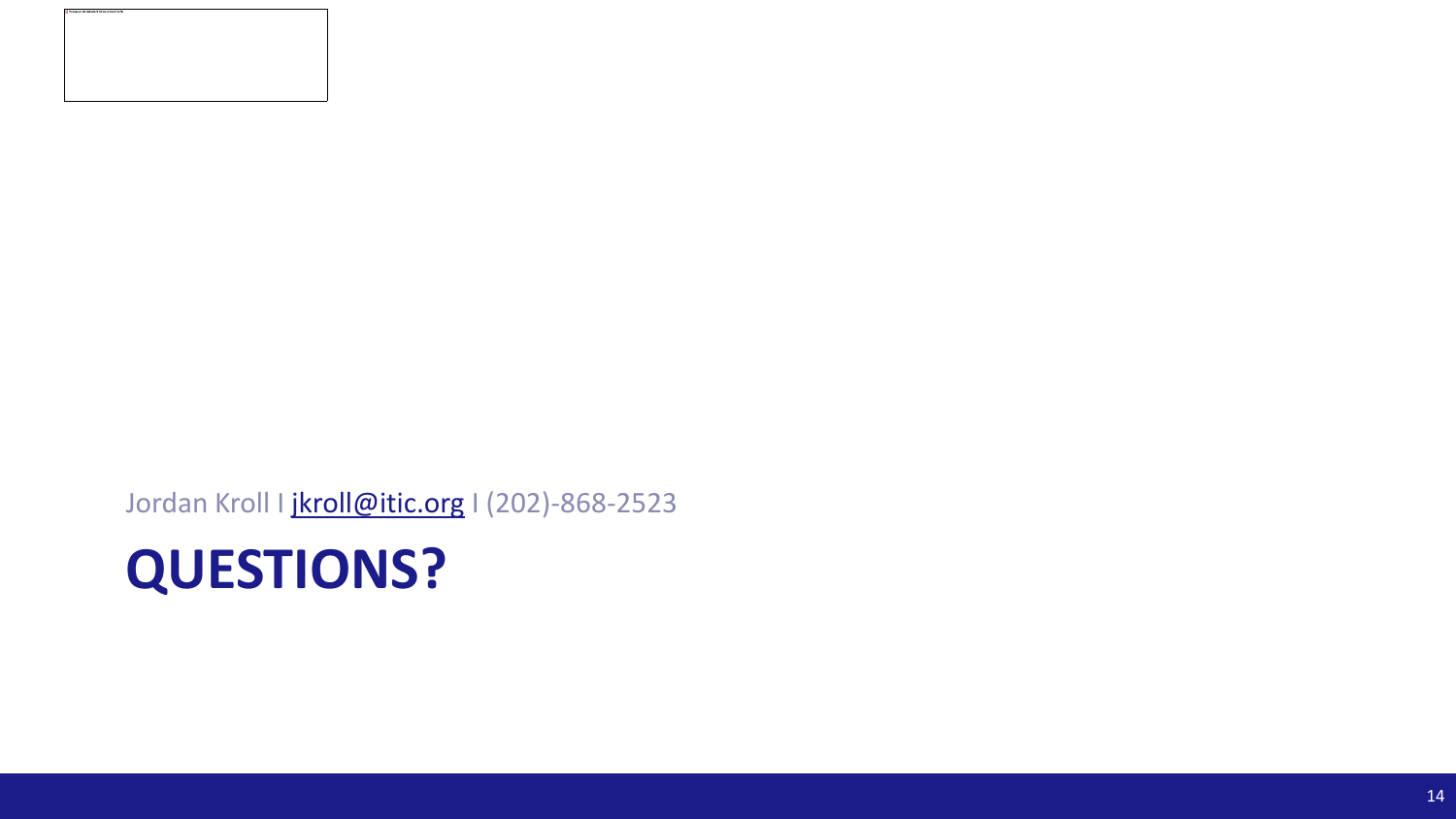Jordan Kroll I jkroll@itic.org I (202)-868-2523

# QUESTIONS?